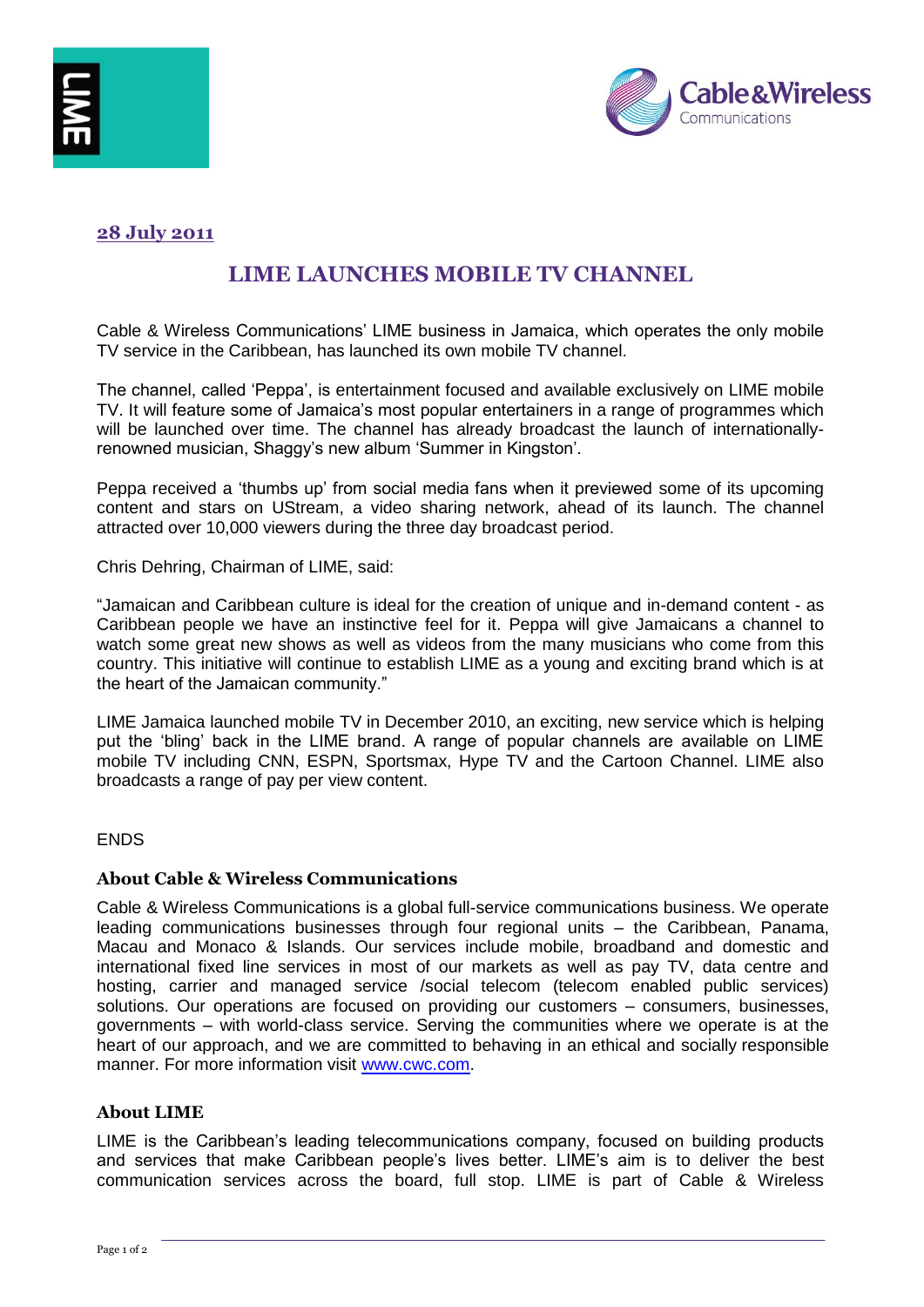**28 July 2011**

# LIME LAUNCHES MOBILE TV CHANNEL

Cable & Wireless Communications' LIME business in Jamaica, which operates the only mobile TV service in the Caribbean, has launched its own mobile TV channel.

The channel, called 'Peppa', is entertainment focused and available exclusively on LIME mobile TV. It will feature some of Jamaica's most popular entertainers in a range of programmes which will be launched over time. The channel has already broadcast the launch of internationally-renowned musician, Shaggy's new album 'Summer in Kingston'.

Peppa received a 'thumbs up' from social media fans when it previewed some of its upcoming content and stars on UStream, a video sharing network, ahead of its launch. The channel attracted over 10,000 viewers during the three day broadcast period.

Chris Dehring, Chairman of LIME, said:

"Jamaican and Caribbean culture is ideal for the creation of unique and in-demand content - as Caribbean people we have an instinctive feel for it. Peppa will give Jamaicans a channel to watch some great new shows as well as videos from the many musicians who come from this country. This initiative will continue to establish LIME as a young and exciting brand which is at the heart of the Jamaican community."

LIME Jamaica launched mobile TV in December 2010, an exciting, new service which is helping put the 'bling' back in the LIME brand. A range of popular channels are available on LIME mobile TV including CNN, ESPN, Sportsmax, Hype TV and the Cartoon Channel. LIME also broadcasts a range of pay per view content.

ENDS

### About Cable & Wireless Communications

Cable & Wireless Communications is a global full-service communications business. We operate leading communications businesses through four regional units – the Caribbean, Panama, Macau and Monaco & Islands. Our services include mobile, broadband and domestic and international fixed line services in most of our markets as well as pay TV, data centre and hosting, carrier and managed service /social telecom (telecom enabled public services) solutions. Our operations are focused on providing our customers – consumers, businesses, governments – with world-class service. Serving the communities where we operate is at the heart of our approach, and we are committed to behaving in an ethical and socially responsible manner. For more information visit www.cwc.com.

### About LIME

LIME is the Caribbean's leading telecommunications company, focused on building products and services that make Caribbean people's lives better. LIME's aim is to deliver the best communication services across the board, full stop. LIME is part of Cable & Wireless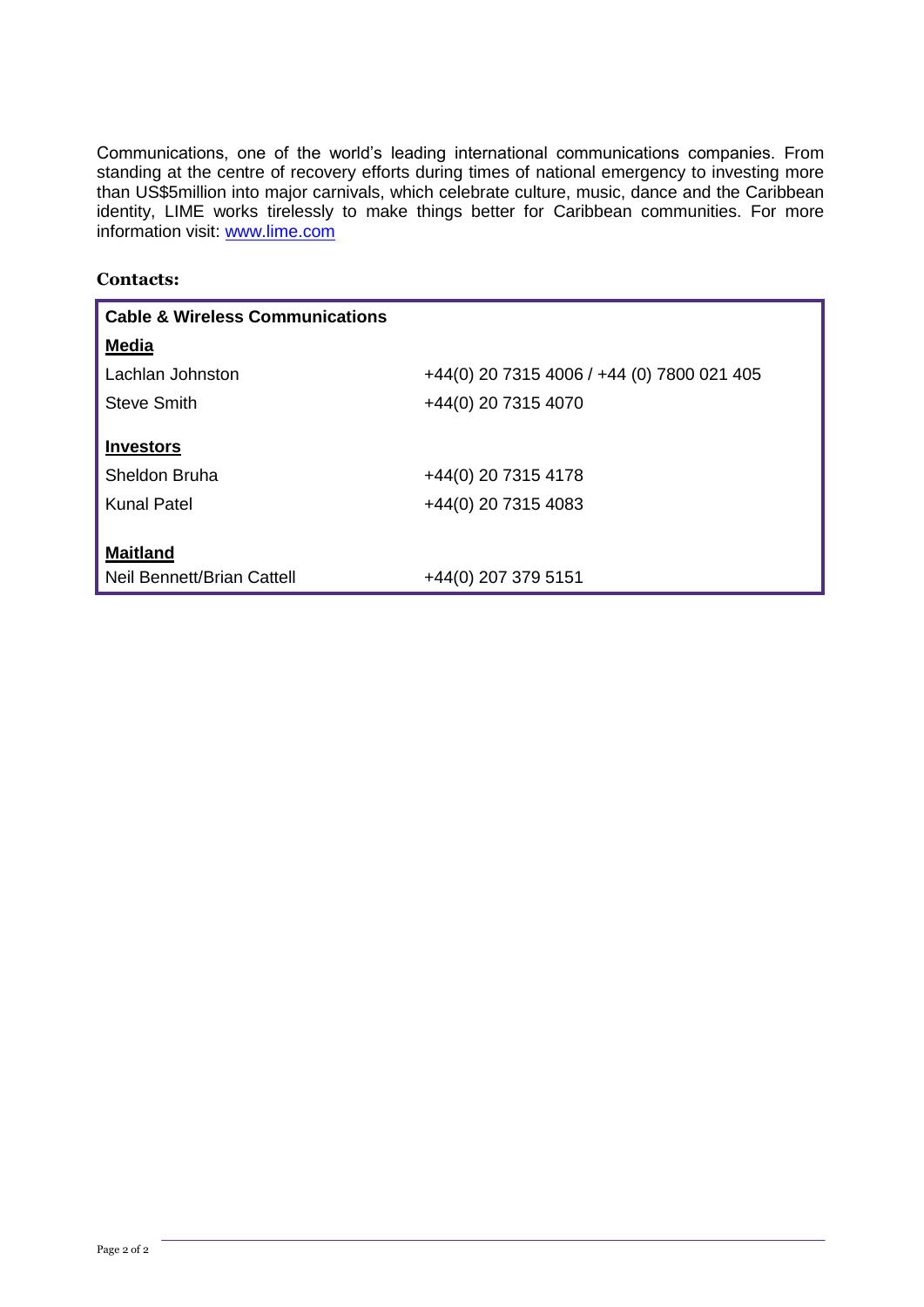Communications, one of the world's leading international communications companies. From standing at the centre of recovery efforts during times of national emergency to investing more than US$5million into major carnivals, which celebrate culture, music, dance and the Caribbean identity, LIME works tirelessly to make things better for Caribbean communities. For more information visit: [www.lime.com](www.lime.com)

**Contacts:**

| | |
|---|---|
| **Cable & Wireless Communications** | |
| **Media** | |
| Lachlan Johnston | +44(0) 20 7315 4006 / +44 (0) 7800 021 405 |
| Steve Smith | +44(0) 20 7315 4070 |
| **Investors** | |
| Sheldon Bruha | +44(0) 20 7315 4178 |
| Kunal Patel | +44(0) 20 7315 4083 |
| **Maitland** | |
| Neil Bennett/Brian Cattell | +44(0) 207 379 5151 |